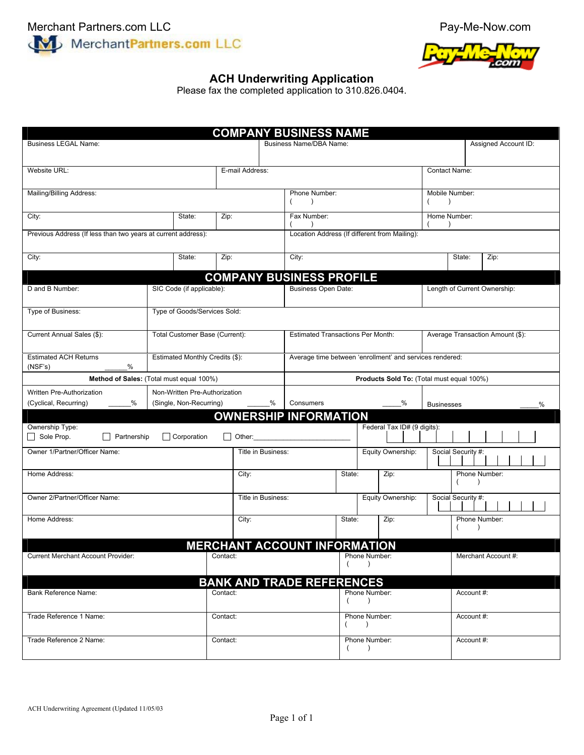Merchant Partners.com LLC

MerchantPartners.com LLC

Pay-Me-Now.com

# ACH Underwriting Application

Please fax the completed application to 310.826.0404.

## COMPANY BUSINESS NAME

| Business LEGAL Name: | | Business Name/DBA Name: | | Assigned Account ID: |
|---|---|---|---|---|
| Website URL: | E-mail Address: | | Contact Name: | |
| Mailing/Billing Address: | | Phone Number: ( ) | Mobile Number: ( ) | |
| City: | State: | Zip: | Fax Number: ( ) | Home Number: ( ) |
| Previous Address (If less than two years at current address): | | Location Address (If different from Mailing): | | |
| City: | State: | Zip: | City: | State: Zip: |

## COMPANY BUSINESS PROFILE

| D and B Number: | SIC Code (if applicable): | Business Open Date: | Length of Current Ownership: |
|---|---|---|---|
| Type of Business: | Type of Goods/Services Sold: | | |
| Current Annual Sales ($): | Total Customer Base (Current): | Estimated Transactions Per Month: | Average Transaction Amount ($): |
| Estimated ACH Returns (NSF's) _____% | Estimated Monthly Credits ($): | Average time between 'enrollment' and services rendered: | |
| **Method of Sales:** (Total must equal 100%) | | **Products Sold To:** (Total must equal 100%) | |
| Written Pre-Authorization (Cyclical, Recurring) _____% | Non-Written Pre-Authorization (Single, Non-Recurring) _____% | Consumers _____% | Businesses _____% |

## OWNERSHIP INFORMATION

| Ownership Type: ☐ Sole Prop. ☐ Partnership ☐ Corporation ☐ Other:____________ | | | | Federal Tax ID# (9 digits): |
|---|---|---|---|---|
| Owner 1/Partner/Officer Name: | Title in Business: | | Equity Ownership: | Social Security #: |
| Home Address: | City: | State: | Zip: | Phone Number: ( ) |
| Owner 2/Partner/Officer Name: | Title in Business: | | Equity Ownership: | Social Security #: |
| Home Address: | City: | State: | Zip: | Phone Number: ( ) |

## MERCHANT ACCOUNT INFORMATION

| Current Merchant Account Provider: | Contact: | Phone Number: ( ) | Merchant Account #: |
|---|---|---|---|

## BANK AND TRADE REFERENCES

| Bank Reference Name: | Contact: | Phone Number: ( ) | Account #: |
|---|---|---|---|
| Trade Reference 1 Name: | Contact: | Phone Number: ( ) | Account #: |
| Trade Reference 2 Name: | Contact: | Phone Number: ( ) | Account #: |

ACH Underwriting Agreement (Updated 11/05/03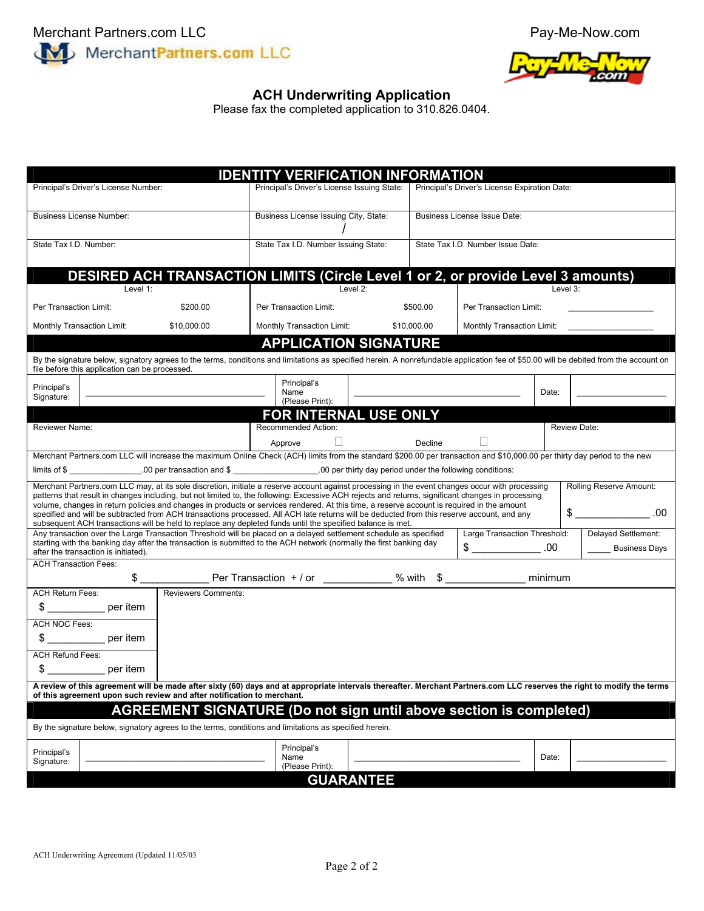Merchant Partners.com LLC

Pay-Me-Now.com

# ACH Underwriting Application

Please fax the completed application to 310.826.0404.

## IDENTITY VERIFICATION INFORMATION

| Principal's Driver's License Number: | Principal's Driver's License Issuing State: | Principal's Driver's License Expiration Date: |
|---|---|---|
| Business License Number: | Business License Issuing City, State: / | Business License Issue Date: |
| State Tax I.D. Number: | State Tax I.D. Number Issuing State: | State Tax I.D. Number Issue Date: |

## DESIRED ACH TRANSACTION LIMITS (Circle Level 1 or 2, or provide Level 3 amounts)

| Level 1: | | Level 2: | | Level 3: | |
|---|---|---|---|---|---|
| Per Transaction Limit: | $200.00 | Per Transaction Limit: | $500.00 | Per Transaction Limit: | ___________________ |
| Monthly Transaction Limit: | $10,000.00 | Monthly Transaction Limit: | $10,000.00 | Monthly Transaction Limit: | ___________________ |

## APPLICATION SIGNATURE

By the signature below, signatory agrees to the terms, conditions and limitations as specified herein. A nonrefundable application fee of $50.00 will be debited from the account on file before this application can be processed.

| Principal's Signature: | ___________________________________ | Principal's Name (Please Print): | ___________________________________ | Date: | ___________________ |
|---|---|---|---|---|---|

## FOR INTERNAL USE ONLY

| Reviewer Name: | Recommended Action: Approve ☐ Decline ☐ | Review Date: |
|---|---|---|

Merchant Partners.com LLC will increase the maximum Online Check (ACH) limits from the standard $200.00 per transaction and $10,000.00 per thirty day period to the new limits of $ _______________.00 per transaction and $ __________________.00 per thirty day period under the following conditions:

Merchant Partners.com LLC may, at its sole discretion, initiate a reserve account against processing in the event changes occur with processing patterns that result in changes including, but not limited to, the following: Excessive ACH rejects and returns, significant changes in processing volume, changes in return policies and changes in products or services rendered. At this time, a reserve account is required in the amount specified and will be subtracted from ACH transactions processed. All ACH late returns will be deducted from this reserve account, and any subsequent ACH transactions will be held to replace any depleted funds until the specified balance is met.

Rolling Reserve Amount: $ ______________ .00

Any transaction over the Large Transaction Threshold will be placed on a delayed settlement schedule as specified starting with the banking day after the transaction is submitted to the ACH network (normally the first banking day after the transaction is initiated).

Large Transaction Threshold: $ ______________ .00

Delayed Settlement: _____ Business Days

ACH Transaction Fees:

$ ____________ Per Transaction + / or ____________ % with $ ______________ minimum

| | |
|---|---|
| ACH Return Fees: $ __________ per item | Reviewers Comments: |
| ACH NOC Fees: $ __________ per item | |
| ACH Refund Fees: $ __________ per item | |

**A review of this agreement will be made after sixty (60) days and at appropriate intervals thereafter. Merchant Partners.com LLC reserves the right to modify the terms of this agreement upon such review and after notification to merchant.**

## AGREEMENT SIGNATURE (Do not sign until above section is completed)

By the signature below, signatory agrees to the terms, conditions and limitations as specified herein.

| Principal's Signature: | ___________________________________ | Principal's Name (Please Print): | ___________________________________ | Date: | ___________________ |
|---|---|---|---|---|---|

## GUARANTEE

ACH Underwriting Agreement (Updated 11/05/03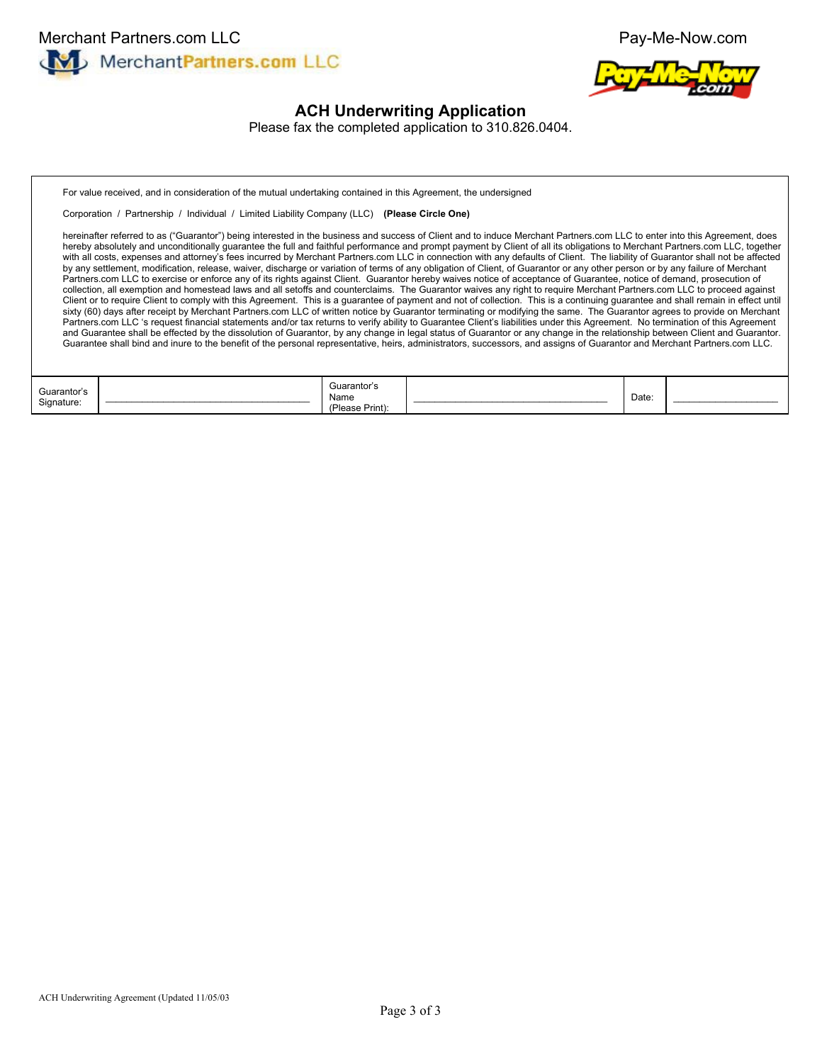Merchant Partners.com LLC

Pay-Me-Now.com

# ACH Underwriting Application

Please fax the completed application to 310.826.0404.

For value received, and in consideration of the mutual undertaking contained in this Agreement, the undersigned

Corporation / Partnership / Individual / Limited Liability Company (LLC) **(Please Circle One)**

hereinafter referred to as ("Guarantor") being interested in the business and success of Client and to induce Merchant Partners.com LLC to enter into this Agreement, does hereby absolutely and unconditionally guarantee the full and faithful performance and prompt payment by Client of all its obligations to Merchant Partners.com LLC, together with all costs, expenses and attorney's fees incurred by Merchant Partners.com LLC in connection with any defaults of Client. The liability of Guarantor shall not be affected by any settlement, modification, release, waiver, discharge or variation of terms of any obligation of Client, of Guarantor or any other person or by any failure of Merchant Partners.com LLC to exercise or enforce any of its rights against Client. Guarantor hereby waives notice of acceptance of Guarantee, notice of demand, prosecution of collection, all exemption and homestead laws and all setoffs and counterclaims. The Guarantor waives any right to require Merchant Partners.com LLC to proceed against Client or to require Client to comply with this Agreement. This is a guarantee of payment and not of collection. This is a continuing guarantee and shall remain in effect until sixty (60) days after receipt by Merchant Partners.com LLC of written notice by Guarantor terminating or modifying the same. The Guarantor agrees to provide on Merchant Partners.com LLC 's request financial statements and/or tax returns to verify ability to Guarantee Client's liabilities under this Agreement. No termination of this Agreement and Guarantee shall be effected by the dissolution of Guarantor, by any change in legal status of Guarantor or any change in the relationship between Client and Guarantor. Guarantee shall bind and inure to the benefit of the personal representative, heirs, administrators, successors, and assigns of Guarantor and Merchant Partners.com LLC.

| | | | | | |
|---|---|---|---|---|---|
| Guarantor's Signature: | ___________________________________ | Guarantor's Name (Please Print): | ___________________________________ | Date: | __________________ |

ACH Underwriting Agreement (Updated 11/05/03